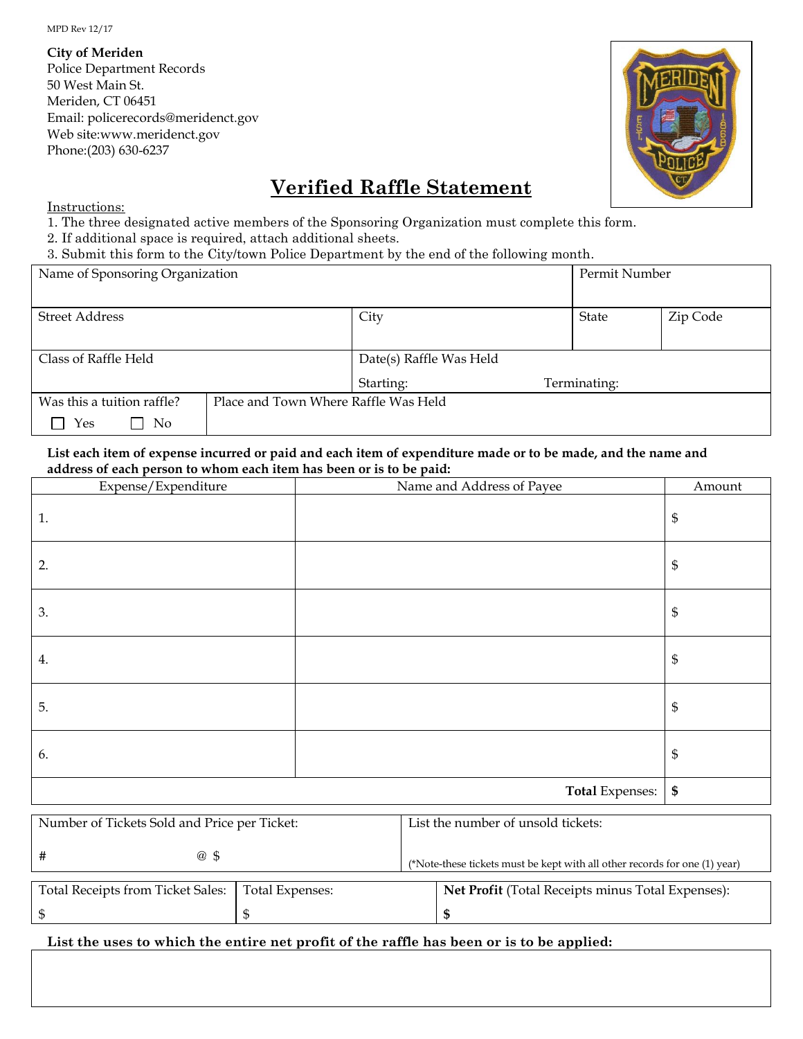MPD Rev 12/17

**City of Meriden**
Police Department Records
50 West Main St.
Meriden, CT 06451
Email: policerecords@meridenct.gov
Web site:www.meridenct.gov
Phone:(203) 630-6237

# Verified Raffle Statement

Instructions:

1. The three designated active members of the Sponsoring Organization must complete this form.
2. If additional space is required, attach additional sheets.
3. Submit this form to the City/town Police Department by the end of the following month.

| Name of Sponsoring Organization | | Permit Number | |
|---|---|---|---|
| **Street Address** | **City** | **State** | **Zip Code** |
| | | | |
| **Class of Raffle Held** | **Date(s) Raffle Was Held** Starting: Terminating: | | |
| **Was this a tuition raffle?** ☐ Yes ☐ No | **Place and Town Where Raffle Was Held** | | |

**List each item of expense incurred or paid and each item of expenditure made or to be made, and the name and address of each person to whom each item has been or is to be paid:**

| Expense/Expenditure | Name and Address of Payee | Amount |
|---|---|---|
| 1. | | $ |
| 2. | | $ |
| 3. | | $ |
| 4. | | $ |
| 5. | | $ |
| 6. | | $ |
| | **Total** Expenses: | **$** |

| Number of Tickets Sold and Price per Ticket: | List the number of unsold tickets: |
|---|---|
| # @ $ | (*Note-these tickets must be kept with all other records for one (1) year) |

| Total Receipts from Ticket Sales: | Total Expenses: | **Net Profit** (Total Receipts minus Total Expenses): |
|---|---|---|
| $ | $ | **$** |

**List the uses to which the entire net profit of the raffle has been or is to be applied:**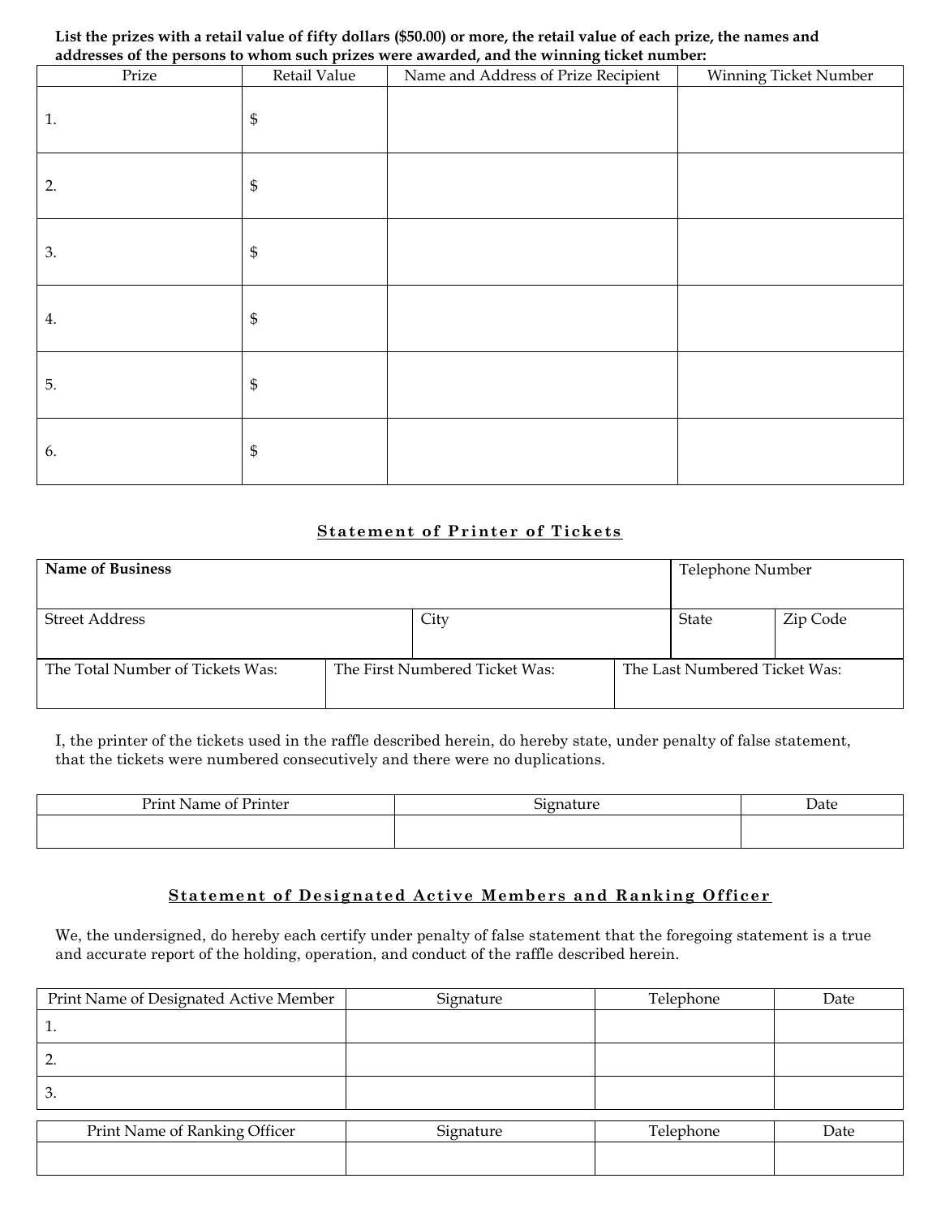**List the prizes with a retail value of fifty dollars ($50.00) or more, the retail value of each prize, the names and addresses of the persons to whom such prizes were awarded, and the winning ticket number:**

| Prize | Retail Value | Name and Address of Prize Recipient | Winning Ticket Number |
|---|---|---|---|
| 1. | $ | | |
| 2. | $ | | |
| 3. | $ | | |
| 4. | $ | | |
| 5. | $ | | |
| 6. | $ | | |

## Statement of Printer of Tickets

| **Name of Business** | | | Telephone Number | |
|---|---|---|---|---|
| Street Address | | City | State | Zip Code |
| The Total Number of Tickets Was: | The First Numbered Ticket Was: | | The Last Numbered Ticket Was: | |

I, the printer of the tickets used in the raffle described herein, do hereby state, under penalty of false statement, that the tickets were numbered consecutively and there were no duplications.

| Print Name of Printer | Signature | Date |
|---|---|---|
| | | |

## Statement of Designated Active Members and Ranking Officer

We, the undersigned, do hereby each certify under penalty of false statement that the foregoing statement is a true and accurate report of the holding, operation, and conduct of the raffle described herein.

| Print Name of Designated Active Member | Signature | Telephone | Date |
|---|---|---|---|
| 1. | | | |
| 2. | | | |
| 3. | | | |

| Print Name of Ranking Officer | Signature | Telephone | Date |
|---|---|---|---|
| | | | |